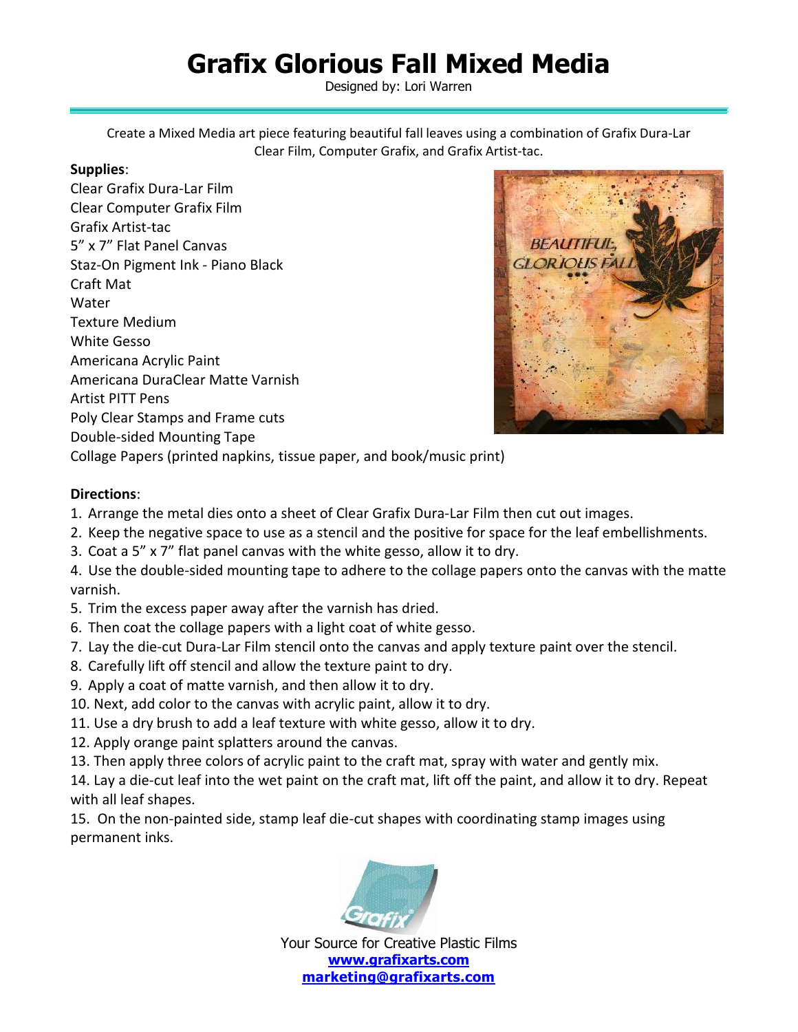# Grafix Glorious Fall Mixed Media

Designed by: Lori Warren

Create a Mixed Media art piece featuring beautiful fall leaves using a combination of Grafix Dura-Lar Clear Film, Computer Grafix, and Grafix Artist-tac.

**Supplies**:

Clear Grafix Dura-Lar Film
Clear Computer Grafix Film
Grafix Artist-tac
5" x 7" Flat Panel Canvas
Staz-On Pigment Ink - Piano Black
Craft Mat
Water
Texture Medium
White Gesso
Americana Acrylic Paint
Americana DuraClear Matte Varnish
Artist PITT Pens
Poly Clear Stamps and Frame cuts
Double-sided Mounting Tape
Collage Papers (printed napkins, tissue paper, and book/music print)

**Directions**:

1. Arrange the metal dies onto a sheet of Clear Grafix Dura-Lar Film then cut out images.
2. Keep the negative space to use as a stencil and the positive for space for the leaf embellishments.
3. Coat a 5" x 7" flat panel canvas with the white gesso, allow it to dry.
4. Use the double-sided mounting tape to adhere to the collage papers onto the canvas with the matte varnish.
5. Trim the excess paper away after the varnish has dried.
6. Then coat the collage papers with a light coat of white gesso.
7. Lay the die-cut Dura-Lar Film stencil onto the canvas and apply texture paint over the stencil.
8. Carefully lift off stencil and allow the texture paint to dry.
9. Apply a coat of matte varnish, and then allow it to dry.
10. Next, add color to the canvas with acrylic paint, allow it to dry.
11. Use a dry brush to add a leaf texture with white gesso, allow it to dry.
12. Apply orange paint splatters around the canvas.
13. Then apply three colors of acrylic paint to the craft mat, spray with water and gently mix.
14. Lay a die-cut leaf into the wet paint on the craft mat, lift off the paint, and allow it to dry. Repeat with all leaf shapes.
15. On the non-painted side, stamp leaf die-cut shapes with coordinating stamp images using permanent inks.

Your Source for Creative Plastic Films
**www.grafixarts.com**
**marketing@grafixarts.com**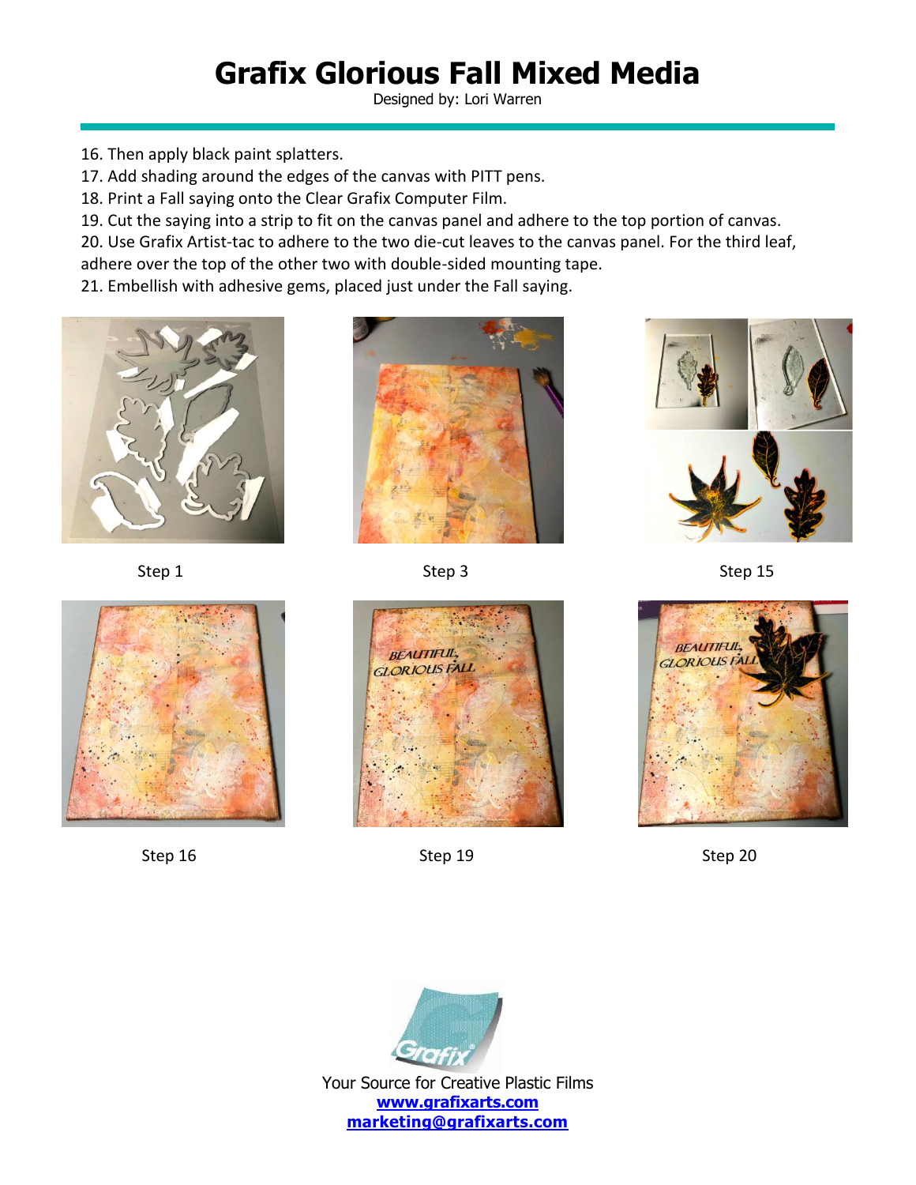# Grafix Glorious Fall Mixed Media

Designed by: Lori Warren

16. Then apply black paint splatters.
17. Add shading around the edges of the canvas with PITT pens.
18. Print a Fall saying onto the Clear Grafix Computer Film.
19. Cut the saying into a strip to fit on the canvas panel and adhere to the top portion of canvas.
20. Use Grafix Artist-tac to adhere to the two die-cut leaves to the canvas panel. For the third leaf, adhere over the top of the other two with double-sided mounting tape.
21. Embellish with adhesive gems, placed just under the Fall saying.

Step 1

Step 3

Step 15

Step 16

Step 19

Step 20

Your Source for Creative Plastic Films
**www.grafixarts.com**
**marketing@grafixarts.com**